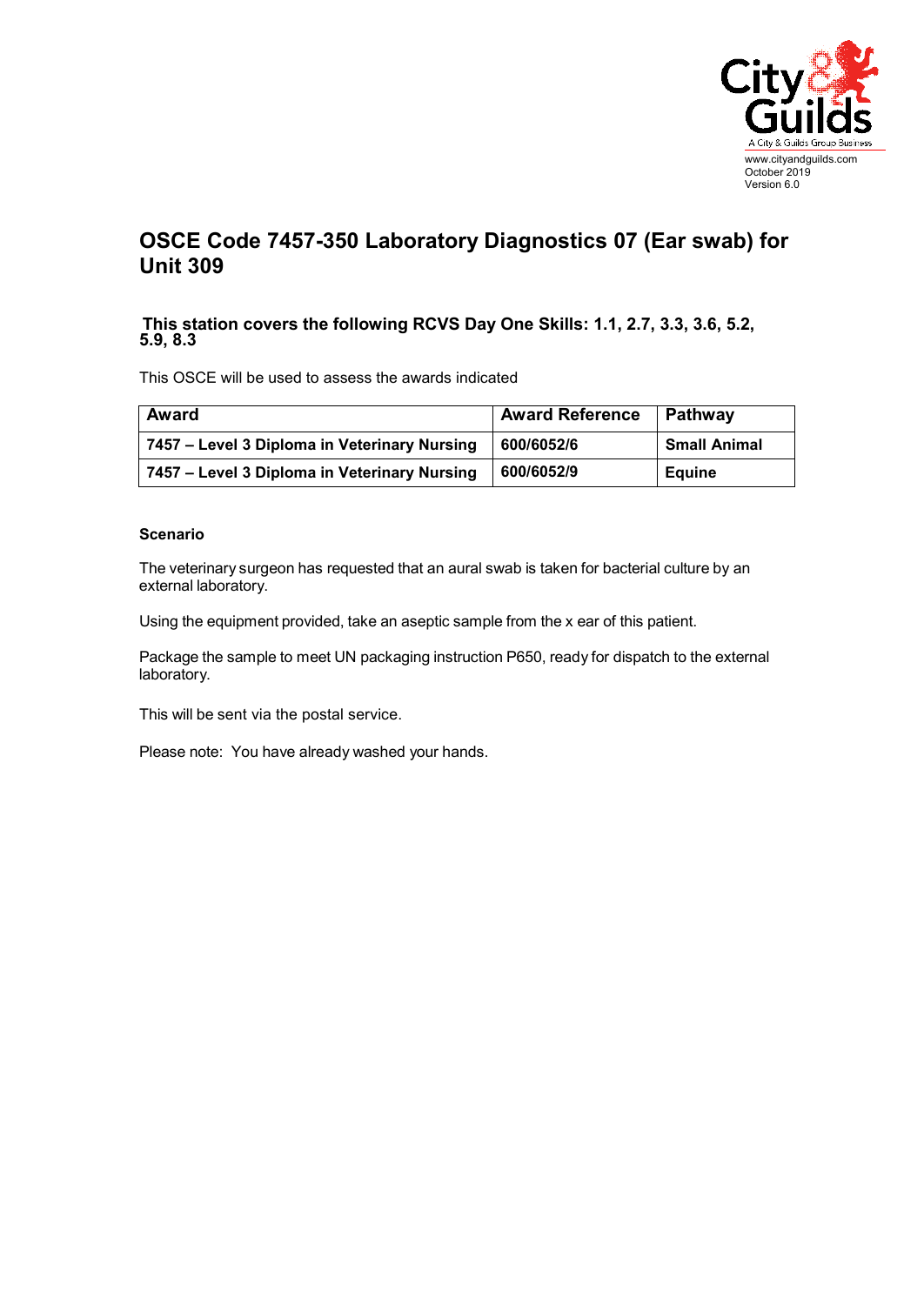www.cityandguilds.com
October 2019
Version 6.0

# OSCE Code 7457-350 Laboratory Diagnostics 07 (Ear swab) for Unit 309

**This station covers the following RCVS Day One Skills: 1.1, 2.7, 3.3, 3.6, 5.2, 5.9, 8.3**

This OSCE will be used to assess the awards indicated

| Award | Award Reference | Pathway |
|---|---|---|
| **7457 – Level 3 Diploma in Veterinary Nursing** | **600/6052/6** | **Small Animal** |
| **7457 – Level 3 Diploma in Veterinary Nursing** | **600/6052/9** | **Equine** |

### Scenario

The veterinary surgeon has requested that an aural swab is taken for bacterial culture by an external laboratory.

Using the equipment provided, take an aseptic sample from the x ear of this patient.

Package the sample to meet UN packaging instruction P650, ready for dispatch to the external laboratory.

This will be sent via the postal service.

Please note: You have already washed your hands.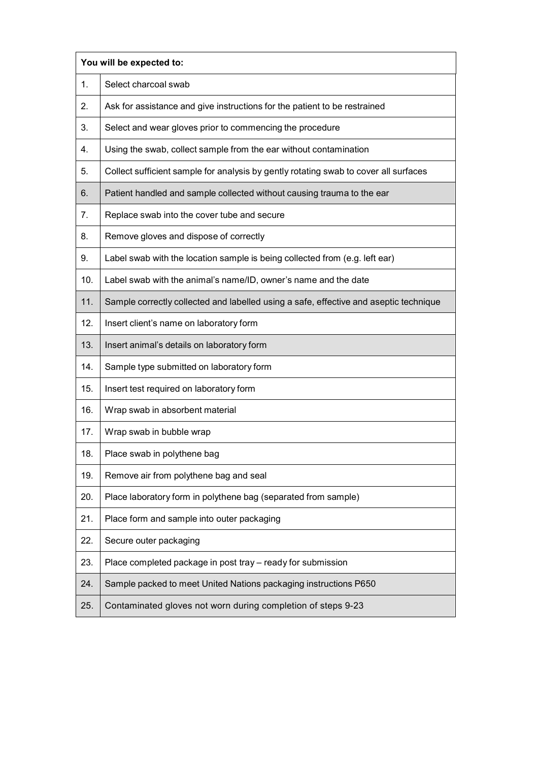| You will be expected to: | |
|---|---|
| 1. | Select charcoal swab |
| 2. | Ask for assistance and give instructions for the patient to be restrained |
| 3. | Select and wear gloves prior to commencing the procedure |
| 4. | Using the swab, collect sample from the ear without contamination |
| 5. | Collect sufficient sample for analysis by gently rotating swab to cover all surfaces |
| 6. | Patient handled and sample collected without causing trauma to the ear |
| 7. | Replace swab into the cover tube and secure |
| 8. | Remove gloves and dispose of correctly |
| 9. | Label swab with the location sample is being collected from (e.g. left ear) |
| 10. | Label swab with the animal's name/ID, owner's name and the date |
| 11. | Sample correctly collected and labelled using a safe, effective and aseptic technique |
| 12. | Insert client's name on laboratory form |
| 13. | Insert animal's details on laboratory form |
| 14. | Sample type submitted on laboratory form |
| 15. | Insert test required on laboratory form |
| 16. | Wrap swab in absorbent material |
| 17. | Wrap swab in bubble wrap |
| 18. | Place swab in polythene bag |
| 19. | Remove air from polythene bag and seal |
| 20. | Place laboratory form in polythene bag (separated from sample) |
| 21. | Place form and sample into outer packaging |
| 22. | Secure outer packaging |
| 23. | Place completed package in post tray – ready for submission |
| 24. | Sample packed to meet United Nations packaging instructions P650 |
| 25. | Contaminated gloves not worn during completion of steps 9-23 |